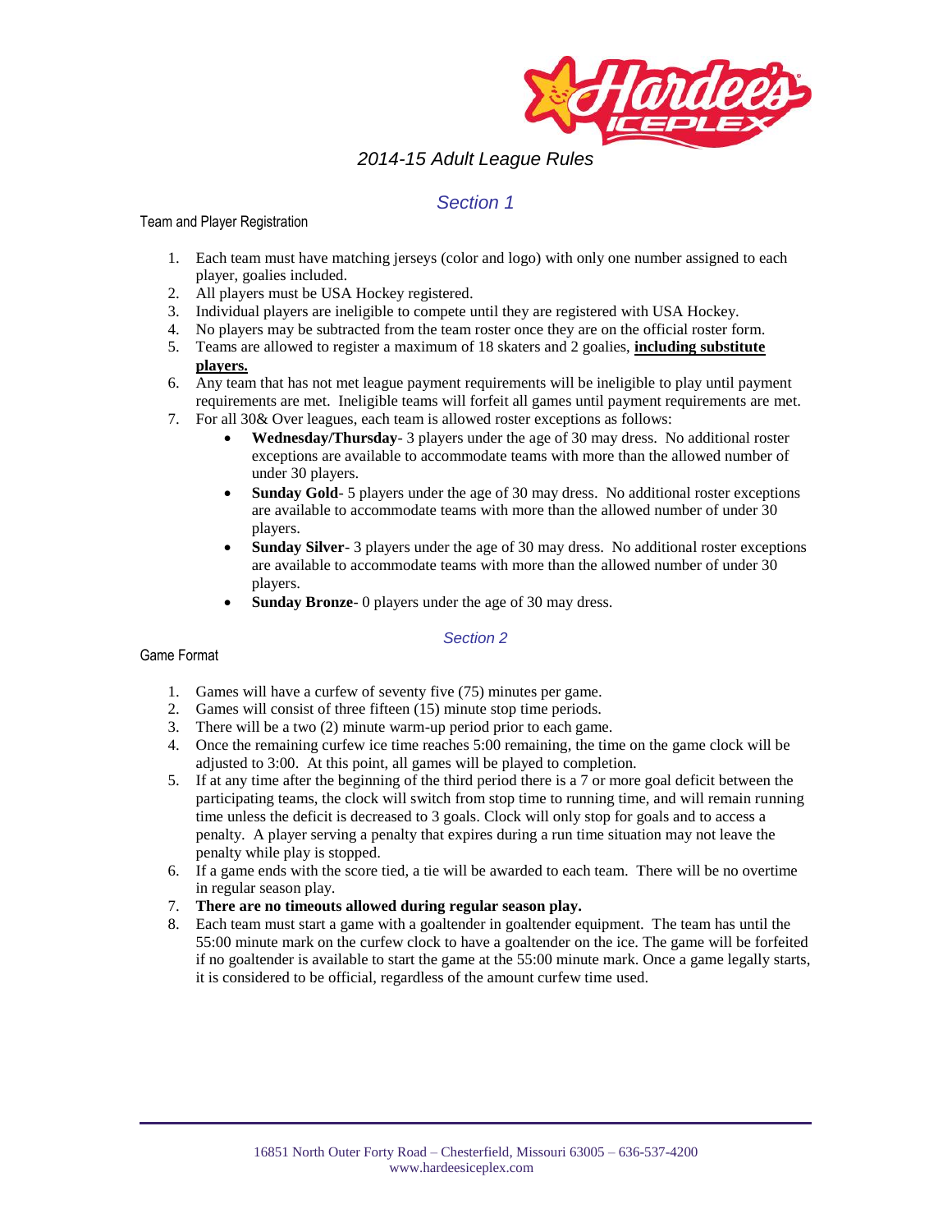# 2014-15 Adult League Rules

## Section 1

### Team and Player Registration

1. Each team must have matching jerseys (color and logo) with only one number assigned to each player, goalies included.
2. All players must be USA Hockey registered.
3. Individual players are ineligible to compete until they are registered with USA Hockey.
4. No players may be subtracted from the team roster once they are on the official roster form.
5. Teams are allowed to register a maximum of 18 skaters and 2 goalies, **including substitute players.**
6. Any team that has not met league payment requirements will be ineligible to play until payment requirements are met. Ineligible teams will forfeit all games until payment requirements are met.
7. For all 30& Over leagues, each team is allowed roster exceptions as follows:
   - **Wednesday/Thursday**- 3 players under the age of 30 may dress. No additional roster exceptions are available to accommodate teams with more than the allowed number of under 30 players.
   - **Sunday Gold**- 5 players under the age of 30 may dress. No additional roster exceptions are available to accommodate teams with more than the allowed number of under 30 players.
   - **Sunday Silver**- 3 players under the age of 30 may dress. No additional roster exceptions are available to accommodate teams with more than the allowed number of under 30 players.
   - **Sunday Bronze**- 0 players under the age of 30 may dress.

## Section 2

### Game Format

1. Games will have a curfew of seventy five (75) minutes per game.
2. Games will consist of three fifteen (15) minute stop time periods.
3. There will be a two (2) minute warm-up period prior to each game.
4. Once the remaining curfew ice time reaches 5:00 remaining, the time on the game clock will be adjusted to 3:00. At this point, all games will be played to completion.
5. If at any time after the beginning of the third period there is a 7 or more goal deficit between the participating teams, the clock will switch from stop time to running time, and will remain running time unless the deficit is decreased to 3 goals. Clock will only stop for goals and to access a penalty. A player serving a penalty that expires during a run time situation may not leave the penalty while play is stopped.
6. If a game ends with the score tied, a tie will be awarded to each team. There will be no overtime in regular season play.
7. **There are no timeouts allowed during regular season play.**
8. Each team must start a game with a goaltender in goaltender equipment. The team has until the 55:00 minute mark on the curfew clock to have a goaltender on the ice. The game will be forfeited if no goaltender is available to start the game at the 55:00 minute mark. Once a game legally starts, it is considered to be official, regardless of the amount curfew time used.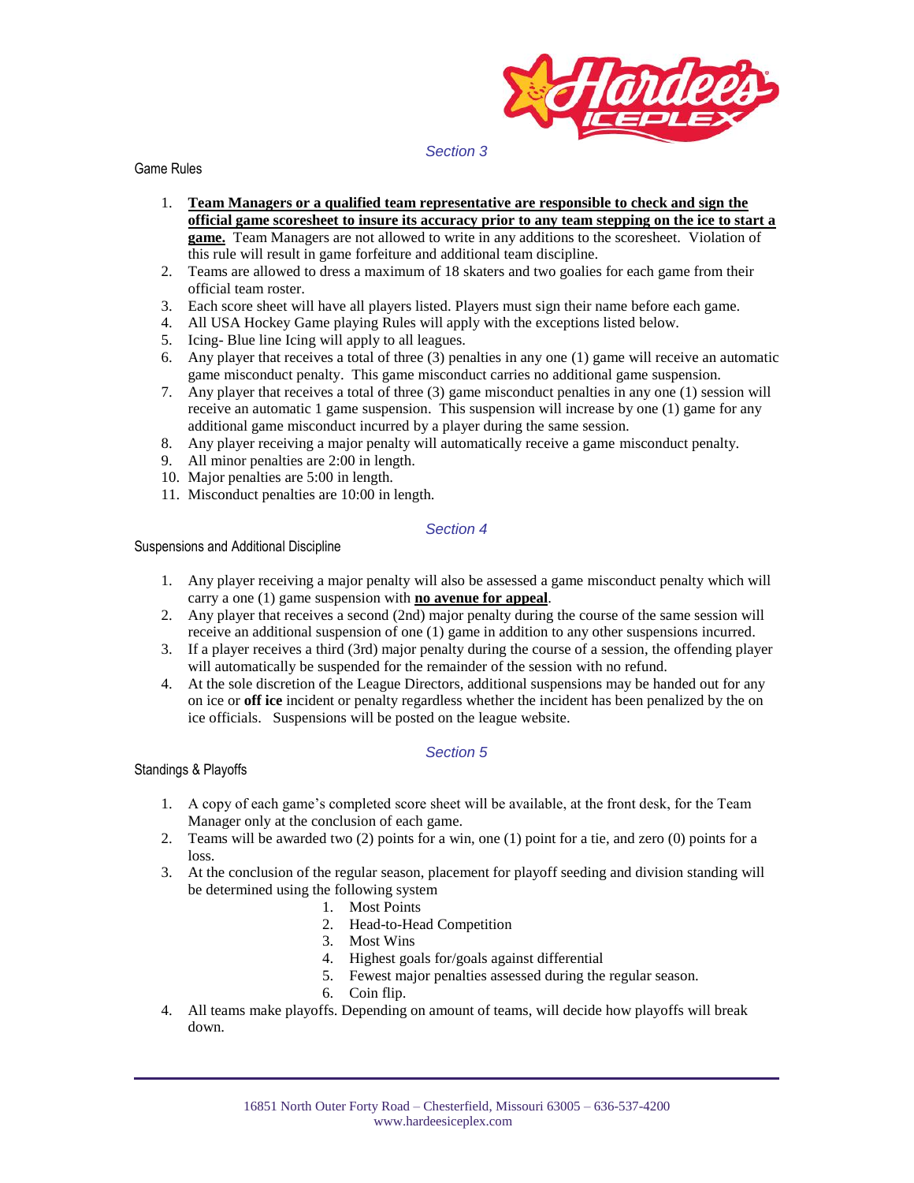## *Section 3*

Game Rules

1. **Team Managers or a qualified team representative are responsible to check and sign the official game scoresheet to insure its accuracy prior to any team stepping on the ice to start a game.** Team Managers are not allowed to write in any additions to the scoresheet. Violation of this rule will result in game forfeiture and additional team discipline.
2. Teams are allowed to dress a maximum of 18 skaters and two goalies for each game from their official team roster.
3. Each score sheet will have all players listed. Players must sign their name before each game.
4. All USA Hockey Game playing Rules will apply with the exceptions listed below.
5. Icing- Blue line Icing will apply to all leagues.
6. Any player that receives a total of three (3) penalties in any one (1) game will receive an automatic game misconduct penalty. This game misconduct carries no additional game suspension.
7. Any player that receives a total of three (3) game misconduct penalties in any one (1) session will receive an automatic 1 game suspension. This suspension will increase by one (1) game for any additional game misconduct incurred by a player during the same session.
8. Any player receiving a major penalty will automatically receive a game misconduct penalty.
9. All minor penalties are 2:00 in length.
10. Major penalties are 5:00 in length.
11. Misconduct penalties are 10:00 in length.

## *Section 4*

Suspensions and Additional Discipline

1. Any player receiving a major penalty will also be assessed a game misconduct penalty which will carry a one (1) game suspension with **no avenue for appeal**.
2. Any player that receives a second (2nd) major penalty during the course of the same session will receive an additional suspension of one (1) game in addition to any other suspensions incurred.
3. If a player receives a third (3rd) major penalty during the course of a session, the offending player will automatically be suspended for the remainder of the session with no refund.
4. At the sole discretion of the League Directors, additional suspensions may be handed out for any on ice or **off ice** incident or penalty regardless whether the incident has been penalized by the on ice officials. Suspensions will be posted on the league website.

## *Section 5*

Standings & Playoffs

1. A copy of each game's completed score sheet will be available, at the front desk, for the Team Manager only at the conclusion of each game.
2. Teams will be awarded two (2) points for a win, one (1) point for a tie, and zero (0) points for a loss.
3. At the conclusion of the regular season, placement for playoff seeding and division standing will be determined using the following system
   1. Most Points
   2. Head-to-Head Competition
   3. Most Wins
   4. Highest goals for/goals against differential
   5. Fewest major penalties assessed during the regular season.
   6. Coin flip.
4. All teams make playoffs. Depending on amount of teams, will decide how playoffs will break down.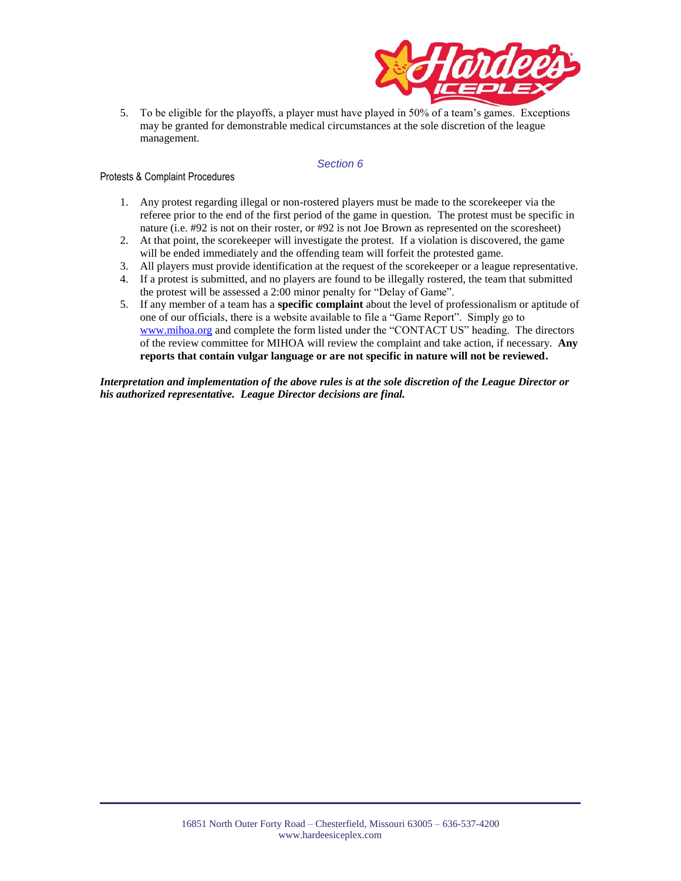5. To be eligible for the playoffs, a player must have played in 50% of a team's games. Exceptions may be granted for demonstrable medical circumstances at the sole discretion of the league management.

## *Section 6*

Protests & Complaint Procedures

1. Any protest regarding illegal or non-rostered players must be made to the scorekeeper via the referee prior to the end of the first period of the game in question. The protest must be specific in nature (i.e. #92 is not on their roster, or #92 is not Joe Brown as represented on the scoresheet)
2. At that point, the scorekeeper will investigate the protest. If a violation is discovered, the game will be ended immediately and the offending team will forfeit the protested game.
3. All players must provide identification at the request of the scorekeeper or a league representative.
4. If a protest is submitted, and no players are found to be illegally rostered, the team that submitted the protest will be assessed a 2:00 minor penalty for "Delay of Game".
5. If any member of a team has a **specific complaint** about the level of professionalism or aptitude of one of our officials, there is a website available to file a "Game Report". Simply go to [www.mihoa.org](http://www.mihoa.org) and complete the form listed under the "CONTACT US" heading. The directors of the review committee for MIHOA will review the complaint and take action, if necessary. **Any reports that contain vulgar language or are not specific in nature will not be reviewed.**

***Interpretation and implementation of the above rules is at the sole discretion of the League Director or his authorized representative. League Director decisions are final.***